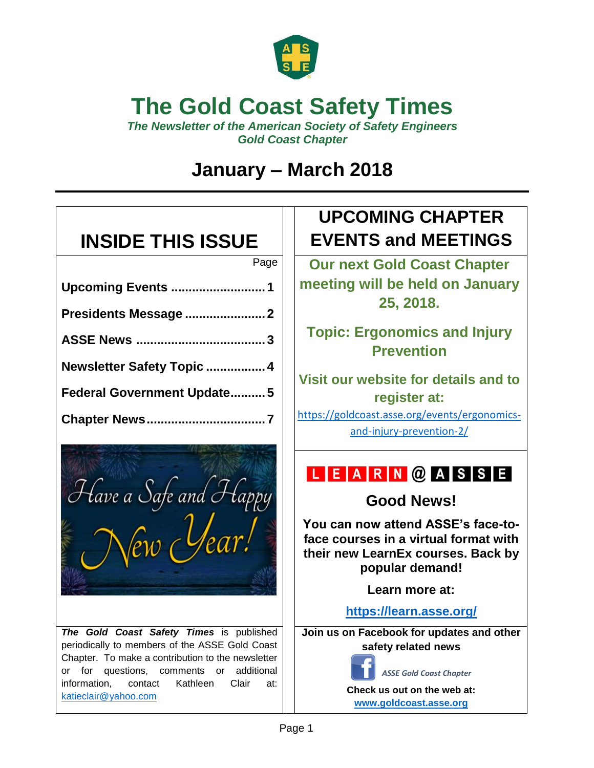# The Gold Coast Safety Times

***The Newsletter of the American Society of Safety Engineers Gold Coast Chapter***

## January – March 2018

## INSIDE THIS ISSUE

| | Page |
|---|---|
| **Upcoming Events** | **1** |
| **Presidents Message** | **2** |
| **ASSE News** | **3** |
| **Newsletter Safety Topic** | **4** |
| **Federal Government Update** | **5** |
| **Chapter News** | **7** |

*Have a Safe and Happy New Year!*

***The Gold Coast Safety Times*** is published periodically to members of the ASSE Gold Coast Chapter. To make a contribution to the newsletter or for questions, comments or additional information, contact Kathleen Clair at: katieclair@yahoo.com

## UPCOMING CHAPTER EVENTS and MEETINGS

**Our next Gold Coast Chapter meeting will be held on January 25, 2018.**

**Topic: Ergonomics and Injury Prevention**

**Visit our website for details and to register at:**

https://goldcoast.asse.org/events/ergonomics-and-injury-prevention-2/

## LEARN @ ASSE

### Good News!

**You can now attend ASSE's face-to-face courses in a virtual format with their new LearnEx courses. Back by popular demand!**

**Learn more at:**

**https://learn.asse.org/**

**Join us on Facebook for updates and other safety related news**

*ASSE Gold Coast Chapter*

**Check us out on the web at:**

**www.goldcoast.asse.org**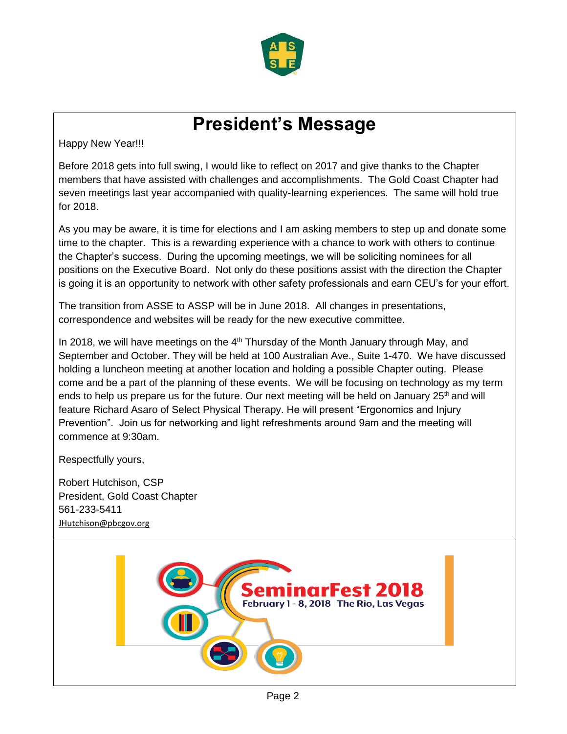# President's Message

Happy New Year!!!

Before 2018 gets into full swing, I would like to reflect on 2017 and give thanks to the Chapter members that have assisted with challenges and accomplishments. The Gold Coast Chapter had seven meetings last year accompanied with quality-learning experiences. The same will hold true for 2018.

As you may be aware, it is time for elections and I am asking members to step up and donate some time to the chapter. This is a rewarding experience with a chance to work with others to continue the Chapter's success. During the upcoming meetings, we will be soliciting nominees for all positions on the Executive Board. Not only do these positions assist with the direction the Chapter is going it is an opportunity to network with other safety professionals and earn CEU's for your effort.

The transition from ASSE to ASSP will be in June 2018. All changes in presentations, correspondence and websites will be ready for the new executive committee.

In 2018, we will have meetings on the 4th Thursday of the Month January through May, and September and October. They will be held at 100 Australian Ave., Suite 1-470. We have discussed holding a luncheon meeting at another location and holding a possible Chapter outing. Please come and be a part of the planning of these events. We will be focusing on technology as my term ends to help us prepare us for the future. Our next meeting will be held on January 25th and will feature Richard Asaro of Select Physical Therapy. He will present "Ergonomics and Injury Prevention". Join us for networking and light refreshments around 9am and the meeting will commence at 9:30am.

Respectfully yours,

Robert Hutchison, CSP
President, Gold Coast Chapter
561-233-5411
JHutchison@pbcgov.org

**SeminarFest 2018**
February 1 - 8, 2018 | The Rio, Las Vegas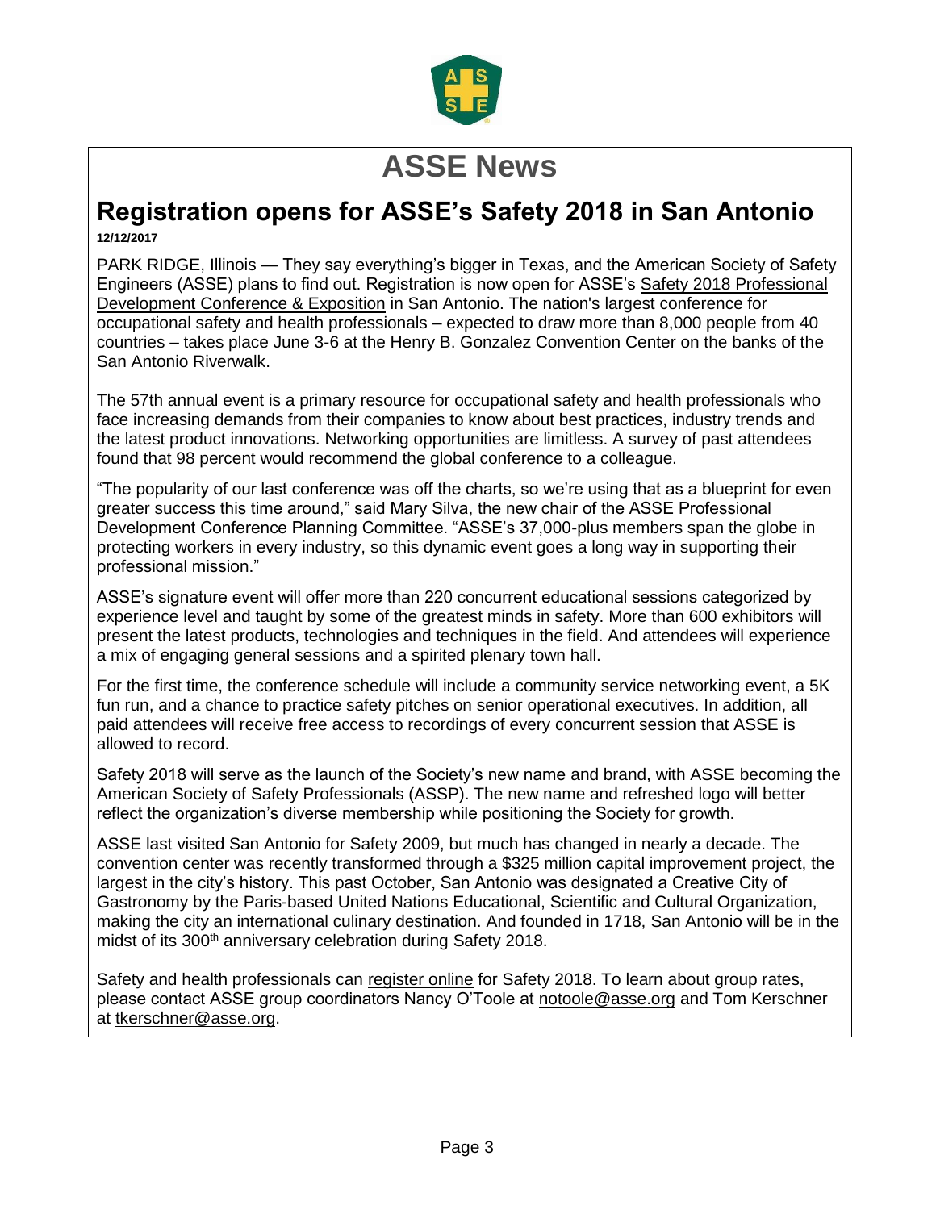# ASSE News

## Registration opens for ASSE's Safety 2018 in San Antonio

**12/12/2017**

PARK RIDGE, Illinois — They say everything's bigger in Texas, and the American Society of Safety Engineers (ASSE) plans to find out. Registration is now open for ASSE's Safety 2018 Professional Development Conference & Exposition in San Antonio. The nation's largest conference for occupational safety and health professionals – expected to draw more than 8,000 people from 40 countries – takes place June 3-6 at the Henry B. Gonzalez Convention Center on the banks of the San Antonio Riverwalk.

The 57th annual event is a primary resource for occupational safety and health professionals who face increasing demands from their companies to know about best practices, industry trends and the latest product innovations. Networking opportunities are limitless. A survey of past attendees found that 98 percent would recommend the global conference to a colleague.

"The popularity of our last conference was off the charts, so we're using that as a blueprint for even greater success this time around," said Mary Silva, the new chair of the ASSE Professional Development Conference Planning Committee. "ASSE's 37,000-plus members span the globe in protecting workers in every industry, so this dynamic event goes a long way in supporting their professional mission."

ASSE's signature event will offer more than 220 concurrent educational sessions categorized by experience level and taught by some of the greatest minds in safety. More than 600 exhibitors will present the latest products, technologies and techniques in the field. And attendees will experience a mix of engaging general sessions and a spirited plenary town hall.

For the first time, the conference schedule will include a community service networking event, a 5K fun run, and a chance to practice safety pitches on senior operational executives. In addition, all paid attendees will receive free access to recordings of every concurrent session that ASSE is allowed to record.

Safety 2018 will serve as the launch of the Society's new name and brand, with ASSE becoming the American Society of Safety Professionals (ASSP). The new name and refreshed logo will better reflect the organization's diverse membership while positioning the Society for growth.

ASSE last visited San Antonio for Safety 2009, but much has changed in nearly a decade. The convention center was recently transformed through a $325 million capital improvement project, the largest in the city's history. This past October, San Antonio was designated a Creative City of Gastronomy by the Paris-based United Nations Educational, Scientific and Cultural Organization, making the city an international culinary destination. And founded in 1718, San Antonio will be in the midst of its 300th anniversary celebration during Safety 2018.

Safety and health professionals can register online for Safety 2018. To learn about group rates, please contact ASSE group coordinators Nancy O'Toole at notoole@asse.org and Tom Kerschner at tkerschner@asse.org.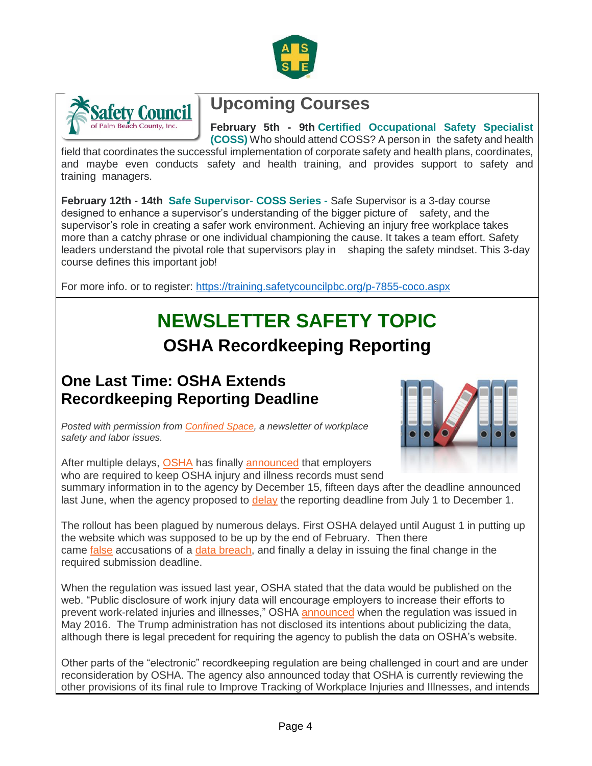## Upcoming Courses

**February 5th - 9th** **Certified Occupational Safety Specialist (COSS)** Who should attend COSS? A person in the safety and health field that coordinates the successful implementation of corporate safety and health plans, coordinates, and maybe even conducts safety and health training, and provides support to safety and training managers.

**February 12th - 14th** **Safe Supervisor- COSS Series -** Safe Supervisor is a 3-day course designed to enhance a supervisor's understanding of the bigger picture of safety, and the supervisor's role in creating a safer work environment. Achieving an injury free workplace takes more than a catchy phrase or one individual championing the cause. It takes a team effort. Safety leaders understand the pivotal role that supervisors play in shaping the safety mindset. This 3-day course defines this important job!

For more info. or to register: https://training.safetycouncilpbc.org/p-7855-coco.aspx

# NEWSLETTER SAFETY TOPIC

## OSHA Recordkeeping Reporting

### One Last Time: OSHA Extends Recordkeeping Reporting Deadline

*Posted with permission from Confined Space, a newsletter of workplace safety and labor issues.*

After multiple delays, OSHA has finally announced that employers who are required to keep OSHA injury and illness records must send summary information in to the agency by December 15, fifteen days after the deadline announced last June, when the agency proposed to delay the reporting deadline from July 1 to December 1.

The rollout has been plagued by numerous delays. First OSHA delayed until August 1 in putting up the website which was supposed to be up by the end of February. Then there came false accusations of a data breach, and finally a delay in issuing the final change in the required submission deadline.

When the regulation was issued last year, OSHA stated that the data would be published on the web. "Public disclosure of work injury data will encourage employers to increase their efforts to prevent work-related injuries and illnesses," OSHA announced when the regulation was issued in May 2016. The Trump administration has not disclosed its intentions about publicizing the data, although there is legal precedent for requiring the agency to publish the data on OSHA's website.

Other parts of the "electronic" recordkeeping regulation are being challenged in court and are under reconsideration by OSHA. The agency also announced today that OSHA is currently reviewing the other provisions of its final rule to Improve Tracking of Workplace Injuries and Illnesses, and intends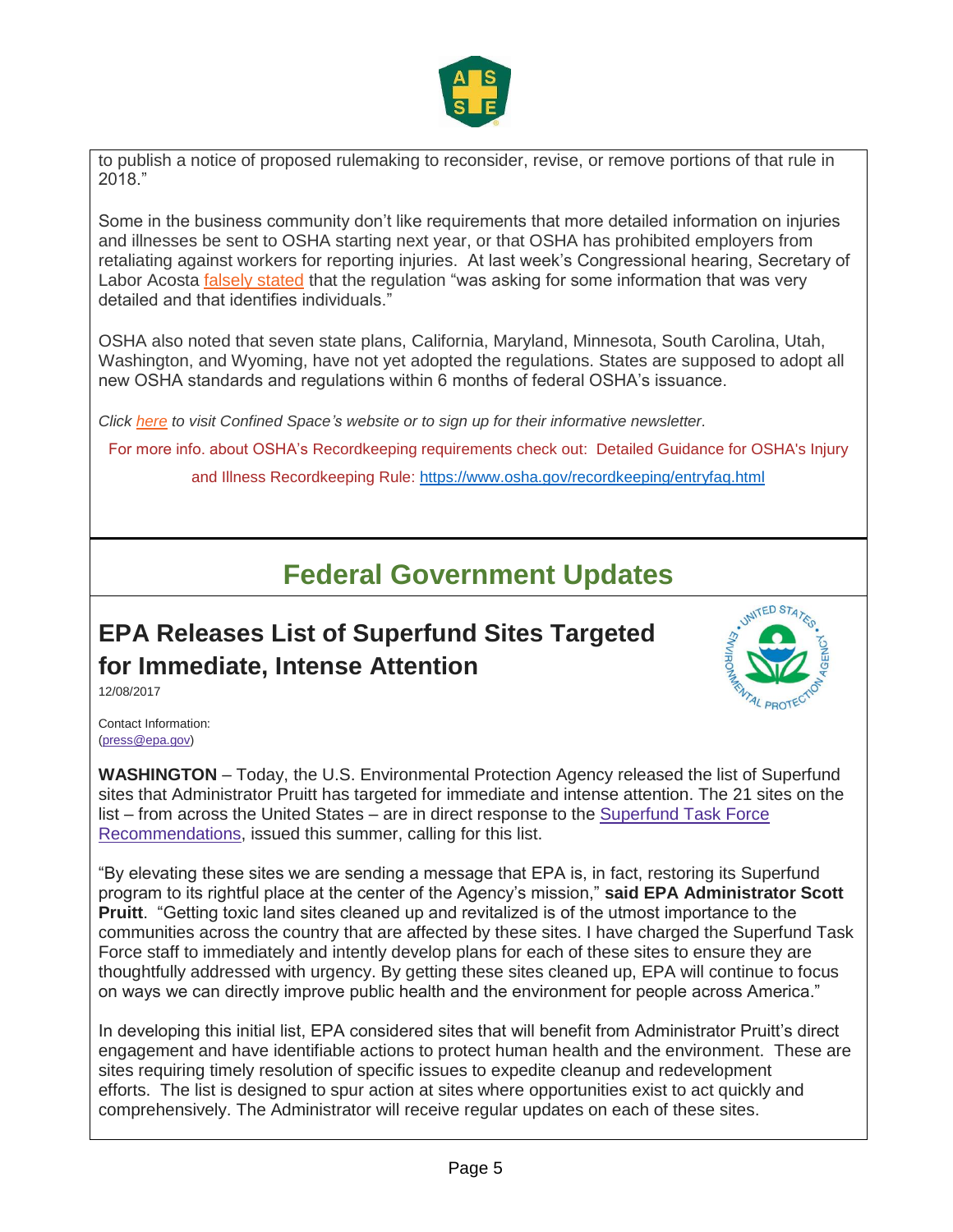to publish a notice of proposed rulemaking to reconsider, revise, or remove portions of that rule in 2018."

Some in the business community don't like requirements that more detailed information on injuries and illnesses be sent to OSHA starting next year, or that OSHA has prohibited employers from retaliating against workers for reporting injuries. At last week's Congressional hearing, Secretary of Labor Acosta falsely stated that the regulation "was asking for some information that was very detailed and that identifies individuals."

OSHA also noted that seven state plans, California, Maryland, Minnesota, South Carolina, Utah, Washington, and Wyoming, have not yet adopted the regulations. States are supposed to adopt all new OSHA standards and regulations within 6 months of federal OSHA's issuance.

*Click here to visit Confined Space's website or to sign up for their informative newsletter.*

For more info. about OSHA's Recordkeeping requirements check out: Detailed Guidance for OSHA's Injury and Illness Recordkeeping Rule: https://www.osha.gov/recordkeeping/entryfaq.html

# Federal Government Updates

## EPA Releases List of Superfund Sites Targeted for Immediate, Intense Attention

12/08/2017

Contact Information:
(press@epa.gov)

**WASHINGTON** – Today, the U.S. Environmental Protection Agency released the list of Superfund sites that Administrator Pruitt has targeted for immediate and intense attention. The 21 sites on the list – from across the United States – are in direct response to the Superfund Task Force Recommendations, issued this summer, calling for this list.

"By elevating these sites we are sending a message that EPA is, in fact, restoring its Superfund program to its rightful place at the center of the Agency's mission," **said EPA Administrator Scott Pruitt**. "Getting toxic land sites cleaned up and revitalized is of the utmost importance to the communities across the country that are affected by these sites. I have charged the Superfund Task Force staff to immediately and intently develop plans for each of these sites to ensure they are thoughtfully addressed with urgency. By getting these sites cleaned up, EPA will continue to focus on ways we can directly improve public health and the environment for people across America."

In developing this initial list, EPA considered sites that will benefit from Administrator Pruitt's direct engagement and have identifiable actions to protect human health and the environment. These are sites requiring timely resolution of specific issues to expedite cleanup and redevelopment efforts. The list is designed to spur action at sites where opportunities exist to act quickly and comprehensively. The Administrator will receive regular updates on each of these sites.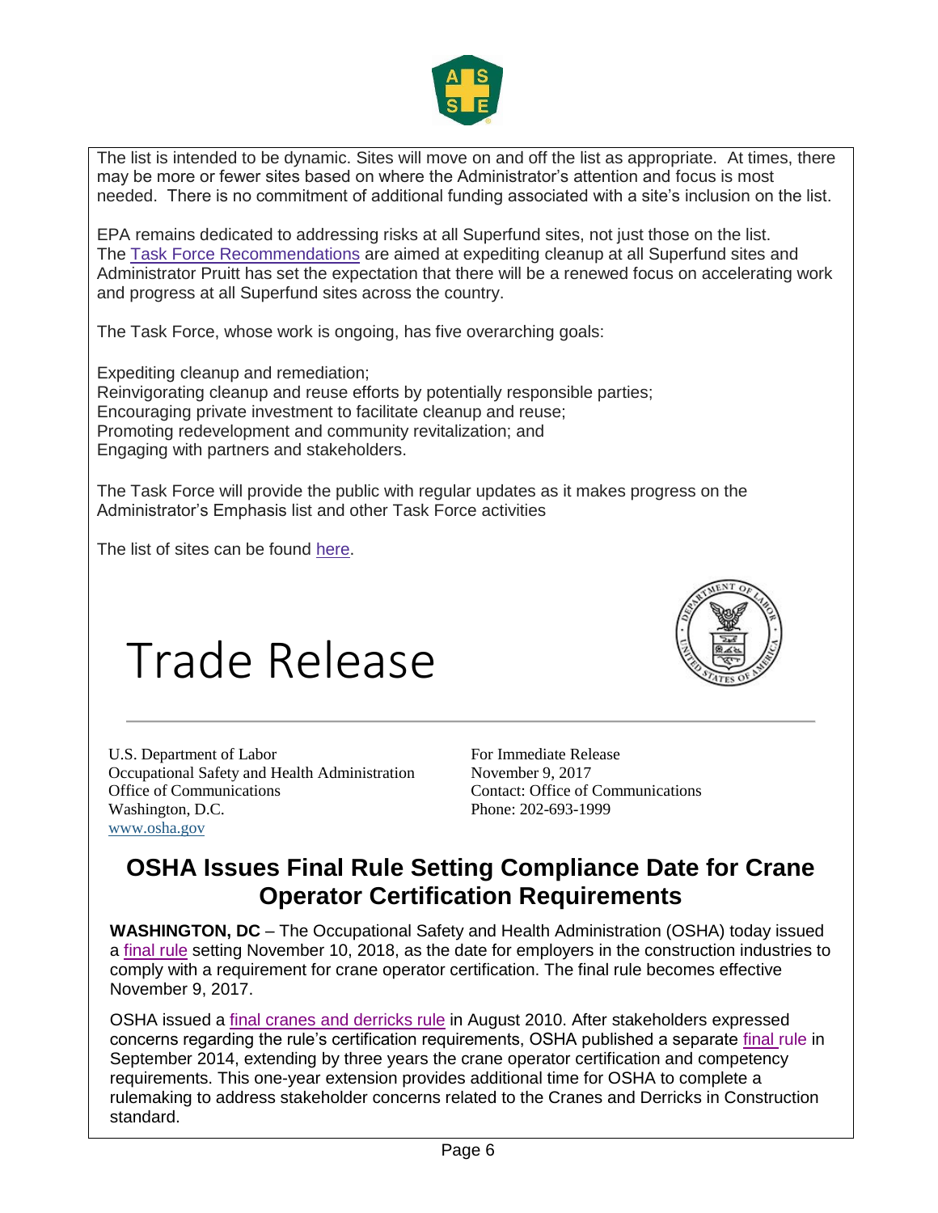The list is intended to be dynamic. Sites will move on and off the list as appropriate. At times, there may be more or fewer sites based on where the Administrator's attention and focus is most needed. There is no commitment of additional funding associated with a site's inclusion on the list.

EPA remains dedicated to addressing risks at all Superfund sites, not just those on the list. The Task Force Recommendations are aimed at expediting cleanup at all Superfund sites and Administrator Pruitt has set the expectation that there will be a renewed focus on accelerating work and progress at all Superfund sites across the country.

The Task Force, whose work is ongoing, has five overarching goals:

Expediting cleanup and remediation;
Reinvigorating cleanup and reuse efforts by potentially responsible parties;
Encouraging private investment to facilitate cleanup and reuse;
Promoting redevelopment and community revitalization; and
Engaging with partners and stakeholders.

The Task Force will provide the public with regular updates as it makes progress on the Administrator's Emphasis list and other Task Force activities

The list of sites can be found here.

# Trade Release

U.S. Department of Labor
Occupational Safety and Health Administration
Office of Communications
Washington, D.C.
www.osha.gov

For Immediate Release
November 9, 2017
Contact: Office of Communications
Phone: 202-693-1999

## OSHA Issues Final Rule Setting Compliance Date for Crane Operator Certification Requirements

**WASHINGTON, DC** – The Occupational Safety and Health Administration (OSHA) today issued a final rule setting November 10, 2018, as the date for employers in the construction industries to comply with a requirement for crane operator certification. The final rule becomes effective November 9, 2017.

OSHA issued a final cranes and derricks rule in August 2010. After stakeholders expressed concerns regarding the rule's certification requirements, OSHA published a separate final rule in September 2014, extending by three years the crane operator certification and competency requirements. This one-year extension provides additional time for OSHA to complete a rulemaking to address stakeholder concerns related to the Cranes and Derricks in Construction standard.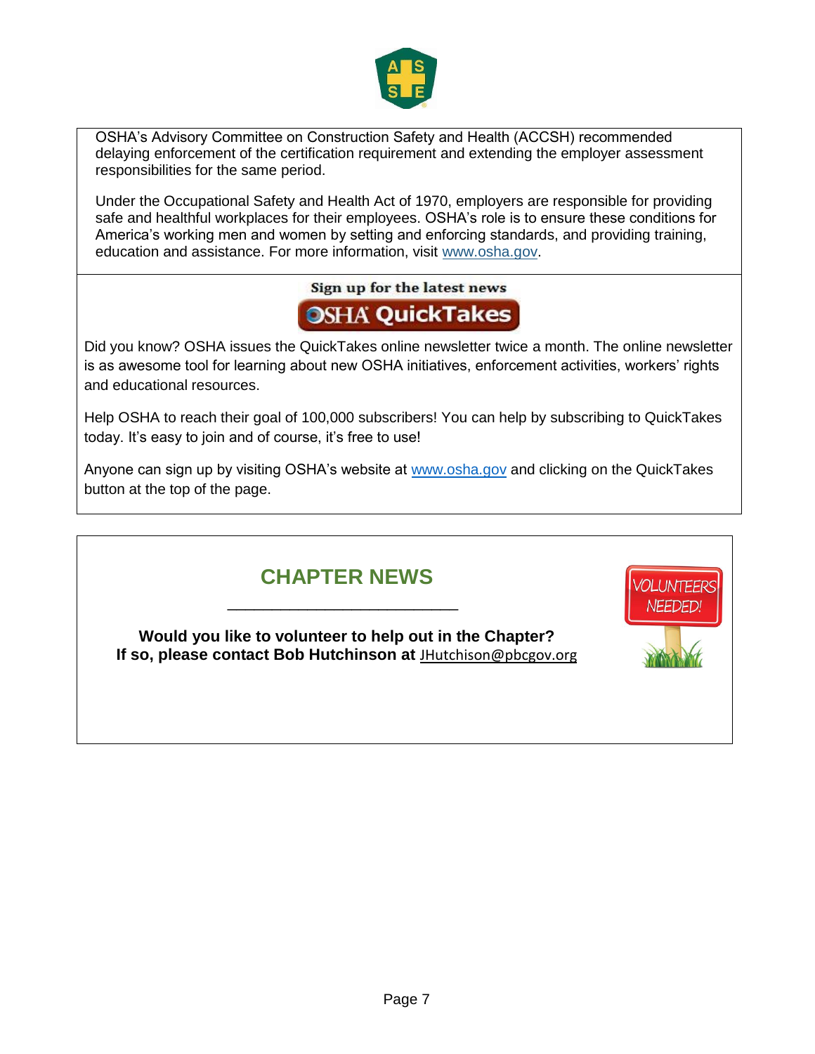OSHA's Advisory Committee on Construction Safety and Health (ACCSH) recommended delaying enforcement of the certification requirement and extending the employer assessment responsibilities for the same period.

Under the Occupational Safety and Health Act of 1970, employers are responsible for providing safe and healthful workplaces for their employees. OSHA's role is to ensure these conditions for America's working men and women by setting and enforcing standards, and providing training, education and assistance. For more information, visit www.osha.gov.

**Sign up for the latest news**

**OSHA QuickTakes**

Did you know? OSHA issues the QuickTakes online newsletter twice a month. The online newsletter is as awesome tool for learning about new OSHA initiatives, enforcement activities, workers' rights and educational resources.

Help OSHA to reach their goal of 100,000 subscribers! You can help by subscribing to QuickTakes today. It's easy to join and of course, it's free to use!

Anyone can sign up by visiting OSHA's website at www.osha.gov and clicking on the QuickTakes button at the top of the page.

## CHAPTER NEWS

**Would you like to volunteer to help out in the Chapter?**
**If so, please contact Bob Hutchinson at** JHutchison@pbcgov.org

VOLUNTEERS NEEDED!